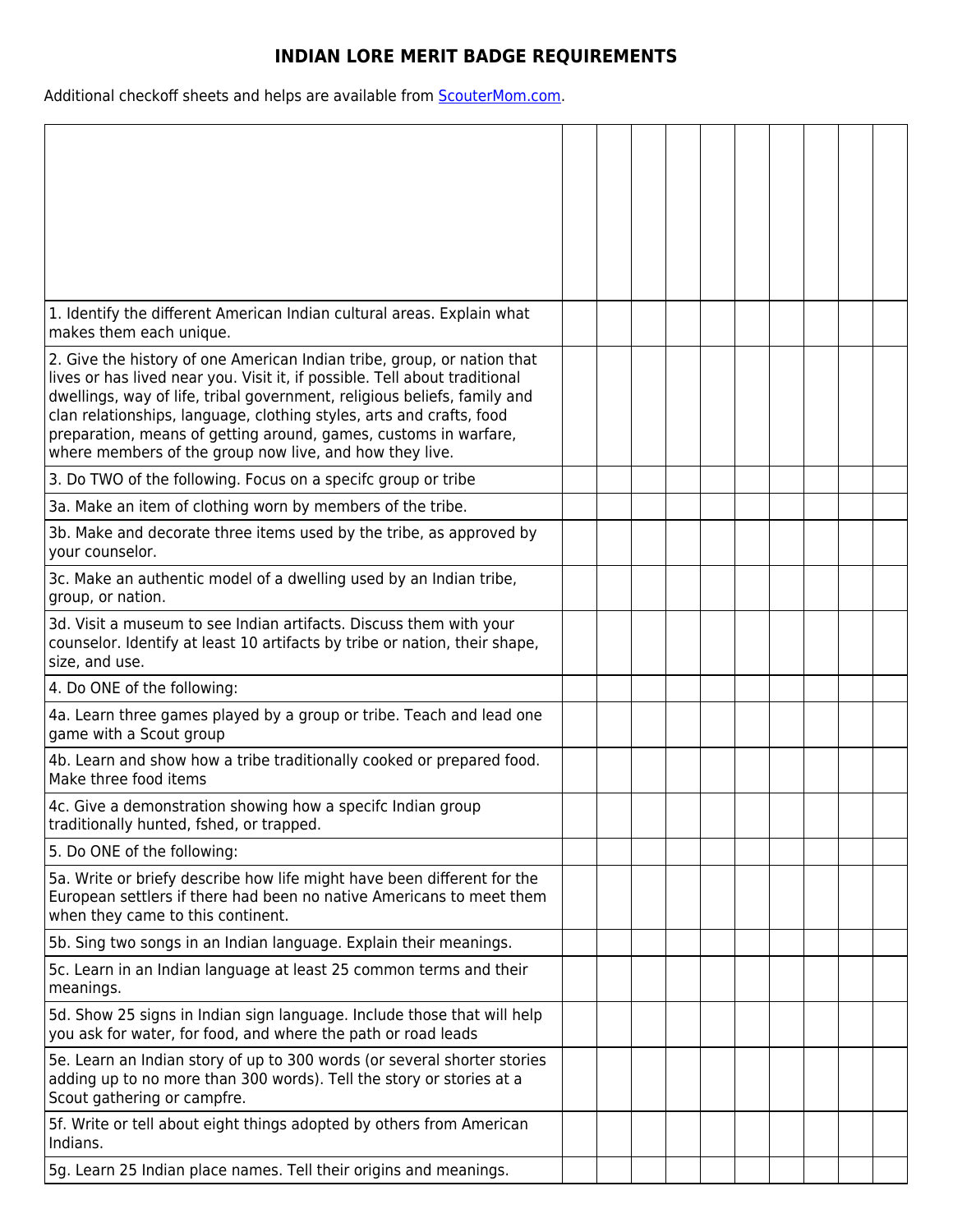# INDIAN LORE MERIT BADGE REQUIREMENTS

Additional checkoff sheets and helps are available from [ScouterMom.com](ScouterMom.com).

| | | | | | | | | | | |
|---|---|---|---|---|---|---|---|---|---|---|
| 1. Identify the different American Indian cultural areas. Explain what makes them each unique. | | | | | | | | | | |
| 2. Give the history of one American Indian tribe, group, or nation that lives or has lived near you. Visit it, if possible. Tell about traditional dwellings, way of life, tribal government, religious beliefs, family and clan relationships, language, clothing styles, arts and crafts, food preparation, means of getting around, games, customs in warfare, where members of the group now live, and how they live. | | | | | | | | | | |
| 3. Do TWO of the following. Focus on a specifc group or tribe | | | | | | | | | | |
| 3a. Make an item of clothing worn by members of the tribe. | | | | | | | | | | |
| 3b. Make and decorate three items used by the tribe, as approved by your counselor. | | | | | | | | | | |
| 3c. Make an authentic model of a dwelling used by an Indian tribe, group, or nation. | | | | | | | | | | |
| 3d. Visit a museum to see Indian artifacts. Discuss them with your counselor. Identify at least 10 artifacts by tribe or nation, their shape, size, and use. | | | | | | | | | | |
| 4. Do ONE of the following: | | | | | | | | | | |
| 4a. Learn three games played by a group or tribe. Teach and lead one game with a Scout group | | | | | | | | | | |
| 4b. Learn and show how a tribe traditionally cooked or prepared food. Make three food items | | | | | | | | | | |
| 4c. Give a demonstration showing how a specifc Indian group traditionally hunted, fshed, or trapped. | | | | | | | | | | |
| 5. Do ONE of the following: | | | | | | | | | | |
| 5a. Write or briefy describe how life might have been different for the European settlers if there had been no native Americans to meet them when they came to this continent. | | | | | | | | | | |
| 5b. Sing two songs in an Indian language. Explain their meanings. | | | | | | | | | | |
| 5c. Learn in an Indian language at least 25 common terms and their meanings. | | | | | | | | | | |
| 5d. Show 25 signs in Indian sign language. Include those that will help you ask for water, for food, and where the path or road leads | | | | | | | | | | |
| 5e. Learn an Indian story of up to 300 words (or several shorter stories adding up to no more than 300 words). Tell the story or stories at a Scout gathering or campfre. | | | | | | | | | | |
| 5f. Write or tell about eight things adopted by others from American Indians. | | | | | | | | | | |
| 5g. Learn 25 Indian place names. Tell their origins and meanings. | | | | | | | | | | |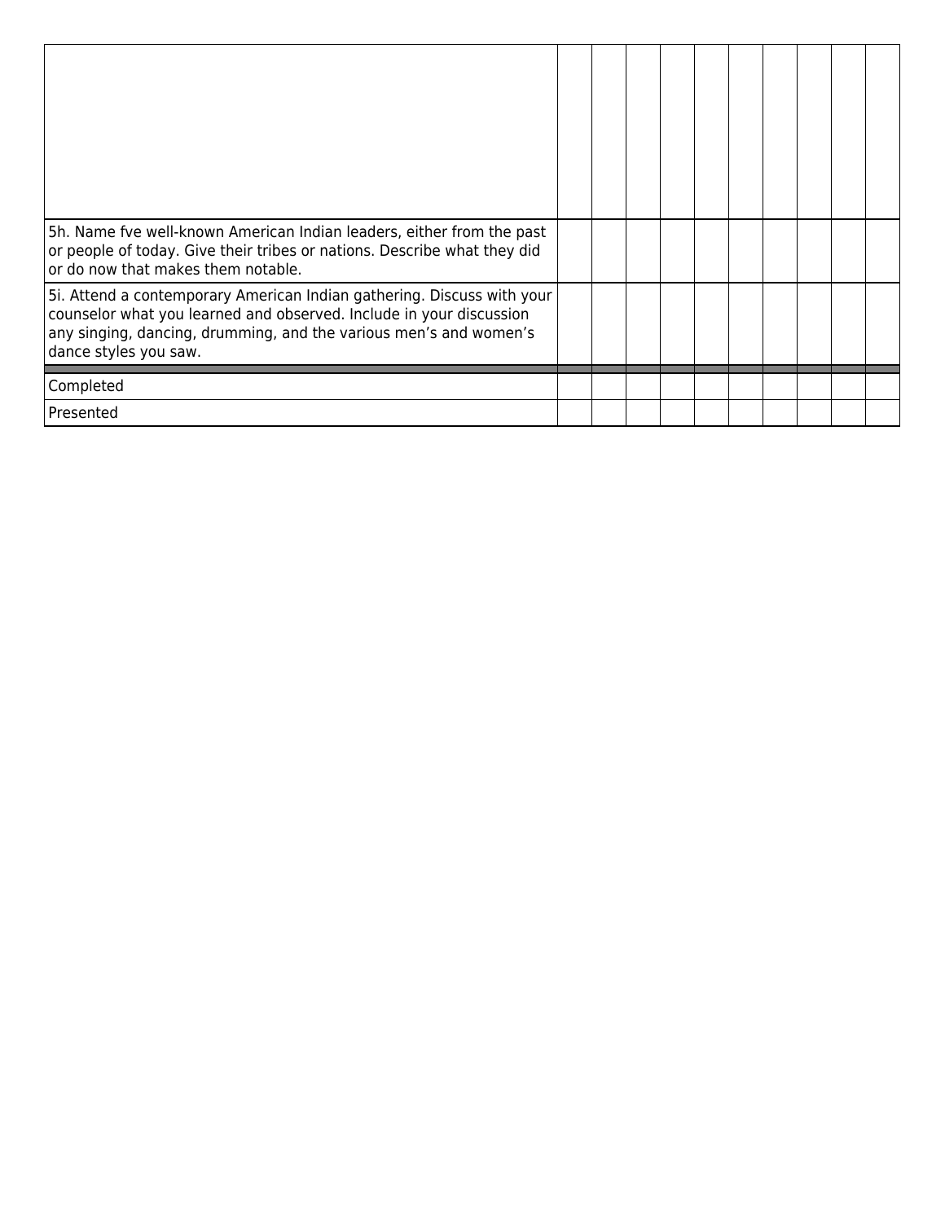| | | | | | | | | | | |
|---|---|---|---|---|---|---|---|---|---|---|
| | | | | | | | | | | |
| 5h. Name fve well-known American Indian leaders, either from the past or people of today. Give their tribes or nations. Describe what they did or do now that makes them notable. | | | | | | | | | | |
| 5i. Attend a contemporary American Indian gathering. Discuss with your counselor what you learned and observed. Include in your discussion any singing, dancing, drumming, and the various men's and women's dance styles you saw. | | | | | | | | | | |
| Completed | | | | | | | | | | |
| Presented | | | | | | | | | | |